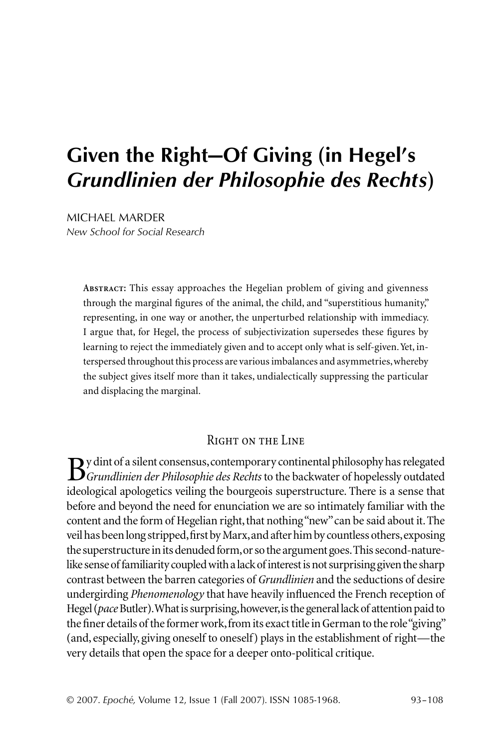# Given the Right—Of Giving (in Hegel's *Grundlinien der Philosophie des Rechts*)

MICHAEL MARDER
*New School for Social Research*

**Abstract:** This essay approaches the Hegelian problem of giving and givenness through the marginal figures of the animal, the child, and "superstitious humanity," representing, in one way or another, the unperturbed relationship with immediacy. I argue that, for Hegel, the process of subjectivization supersedes these figures by learning to reject the immediately given and to accept only what is self-given. Yet, interspersed throughout this process are various imbalances and asymmetries, whereby the subject gives itself more than it takes, undialectically suppressing the particular and displacing the marginal.

## Right on the Line

By dint of a silent consensus, contemporary continental philosophy has relegated *Grundlinien der Philosophie des Rechts* to the backwater of hopelessly outdated ideological apologetics veiling the bourgeois superstructure. There is a sense that before and beyond the need for enunciation we are so intimately familiar with the content and the form of Hegelian right, that nothing "new" can be said about it. The veil has been long stripped, first by Marx, and after him by countless others, exposing the superstructure in its denuded form, or so the argument goes. This second-nature-like sense of familiarity coupled with a lack of interest is not surprising given the sharp contrast between the barren categories of *Grundlinien* and the seductions of desire undergirding *Phenomenology* that have heavily influenced the French reception of Hegel (*pace* Butler). What is surprising, however, is the general lack of attention paid to the finer details of the former work, from its exact title in German to the role "giving" (and, especially, giving oneself to oneself) plays in the establishment of right—the very details that open the space for a deeper onto-political critique.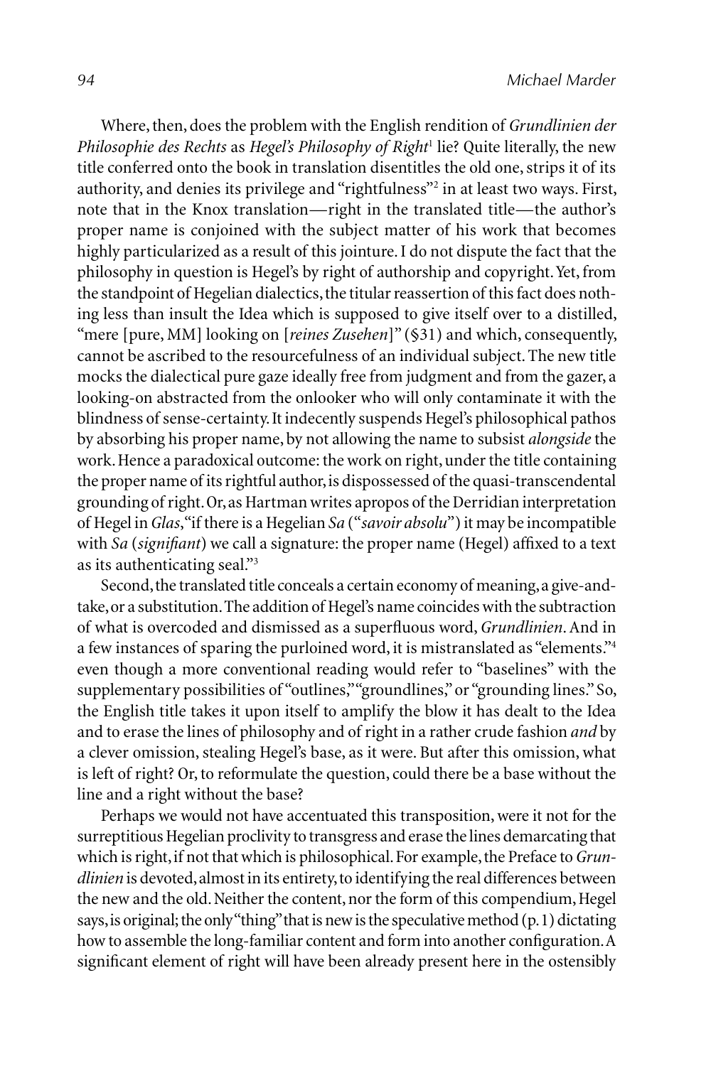Where, then, does the problem with the English rendition of *Grundlinien der Philosophie des Rechts* as *Hegel's Philosophy of Right*[1] lie? Quite literally, the new title conferred onto the book in translation disentitles the old one, strips it of its authority, and denies its privilege and "rightfulness"[2] in at least two ways. First, note that in the Knox translation—right in the translated title—the author's proper name is conjoined with the subject matter of his work that becomes highly particularized as a result of this jointure. I do not dispute the fact that the philosophy in question is Hegel's by right of authorship and copyright. Yet, from the standpoint of Hegelian dialectics, the titular reassertion of this fact does nothing less than insult the Idea which is supposed to give itself over to a distilled, "mere [pure, MM] looking on [*reines Zusehen*]" (§31) and which, consequently, cannot be ascribed to the resourcefulness of an individual subject. The new title mocks the dialectical pure gaze ideally free from judgment and from the gazer, a looking-on abstracted from the onlooker who will only contaminate it with the blindness of sense-certainty. It indecently suspends Hegel's philosophical pathos by absorbing his proper name, by not allowing the name to subsist *alongside* the work. Hence a paradoxical outcome: the work on right, under the title containing the proper name of its rightful author, is dispossessed of the quasi-transcendental grounding of right. Or, as Hartman writes apropos of the Derridian interpretation of Hegel in *Glas*, "if there is a Hegelian *Sa* ("*savoir absolu*") it may be incompatible with *Sa* (*signifiant*) we call a signature: the proper name (Hegel) affixed to a text as its authenticating seal."[3]

Second, the translated title conceals a certain economy of meaning, a give-and-take, or a substitution. The addition of Hegel's name coincides with the subtraction of what is overcoded and dismissed as a superfluous word, *Grundlinien*. And in a few instances of sparing the purloined word, it is mistranslated as "elements."[4] even though a more conventional reading would refer to "baselines" with the supplementary possibilities of "outlines," "groundlines," or "grounding lines." So, the English title takes it upon itself to amplify the blow it has dealt to the Idea and to erase the lines of philosophy and of right in a rather crude fashion *and* by a clever omission, stealing Hegel's base, as it were. But after this omission, what is left of right? Or, to reformulate the question, could there be a base without the line and a right without the base?

Perhaps we would not have accentuated this transposition, were it not for the surreptitious Hegelian proclivity to transgress and erase the lines demarcating that which is right, if not that which is philosophical. For example, the Preface to *Grundlinien* is devoted, almost in its entirety, to identifying the real differences between the new and the old. Neither the content, nor the form of this compendium, Hegel says, is original; the only "thing" that is new is the speculative method (p. 1) dictating how to assemble the long-familiar content and form into another configuration. A significant element of right will have been already present here in the ostensibly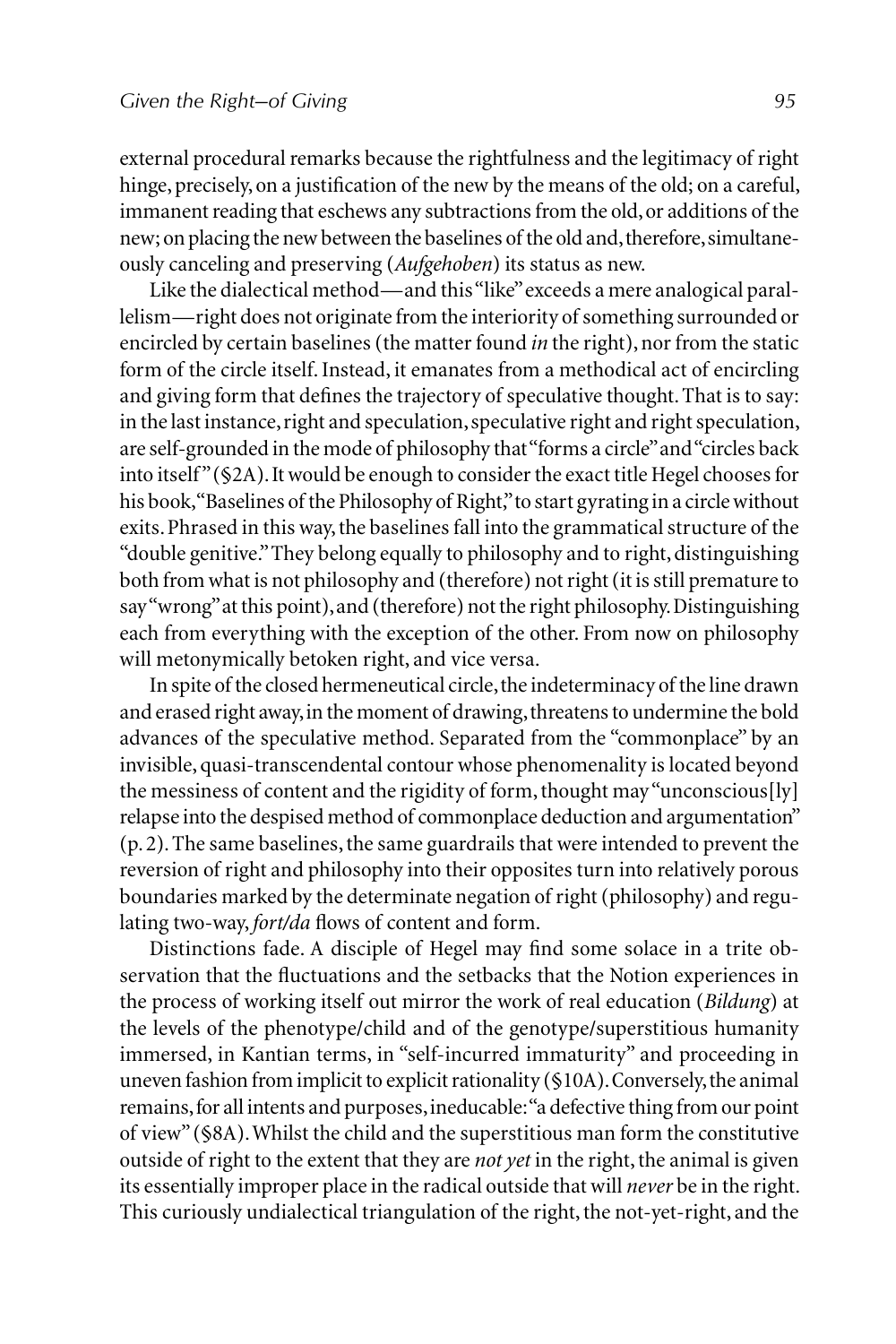external procedural remarks because the rightfulness and the legitimacy of right hinge, precisely, on a justification of the new by the means of the old; on a careful, immanent reading that eschews any subtractions from the old, or additions of the new; on placing the new between the baselines of the old and, therefore, simultaneously canceling and preserving (*Aufgehoben*) its status as new.

Like the dialectical method—and this "like" exceeds a mere analogical parallelism—right does not originate from the interiority of something surrounded or encircled by certain baselines (the matter found *in* the right), nor from the static form of the circle itself. Instead, it emanates from a methodical act of encircling and giving form that defines the trajectory of speculative thought. That is to say: in the last instance, right and speculation, speculative right and right speculation, are self-grounded in the mode of philosophy that "forms a circle" and "circles back into itself" (§2A). It would be enough to consider the exact title Hegel chooses for his book, "Baselines of the Philosophy of Right," to start gyrating in a circle without exits. Phrased in this way, the baselines fall into the grammatical structure of the "double genitive." They belong equally to philosophy and to right, distinguishing both from what is not philosophy and (therefore) not right (it is still premature to say "wrong" at this point), and (therefore) not the right philosophy. Distinguishing each from everything with the exception of the other. From now on philosophy will metonymically betoken right, and vice versa.

In spite of the closed hermeneutical circle, the indeterminacy of the line drawn and erased right away, in the moment of drawing, threatens to undermine the bold advances of the speculative method. Separated from the "commonplace" by an invisible, quasi-transcendental contour whose phenomenality is located beyond the messiness of content and the rigidity of form, thought may "unconscious[ly] relapse into the despised method of commonplace deduction and argumentation" (p. 2). The same baselines, the same guardrails that were intended to prevent the reversion of right and philosophy into their opposites turn into relatively porous boundaries marked by the determinate negation of right (philosophy) and regulating two-way, *fort/da* flows of content and form.

Distinctions fade. A disciple of Hegel may find some solace in a trite observation that the fluctuations and the setbacks that the Notion experiences in the process of working itself out mirror the work of real education (*Bildung*) at the levels of the phenotype/child and of the genotype/superstitious humanity immersed, in Kantian terms, in "self-incurred immaturity" and proceeding in uneven fashion from implicit to explicit rationality (§10A). Conversely, the animal remains, for all intents and purposes, ineducable: "a defective thing from our point of view" (§8A). Whilst the child and the superstitious man form the constitutive outside of right to the extent that they are *not yet* in the right, the animal is given its essentially improper place in the radical outside that will *never* be in the right. This curiously undialectical triangulation of the right, the not-yet-right, and the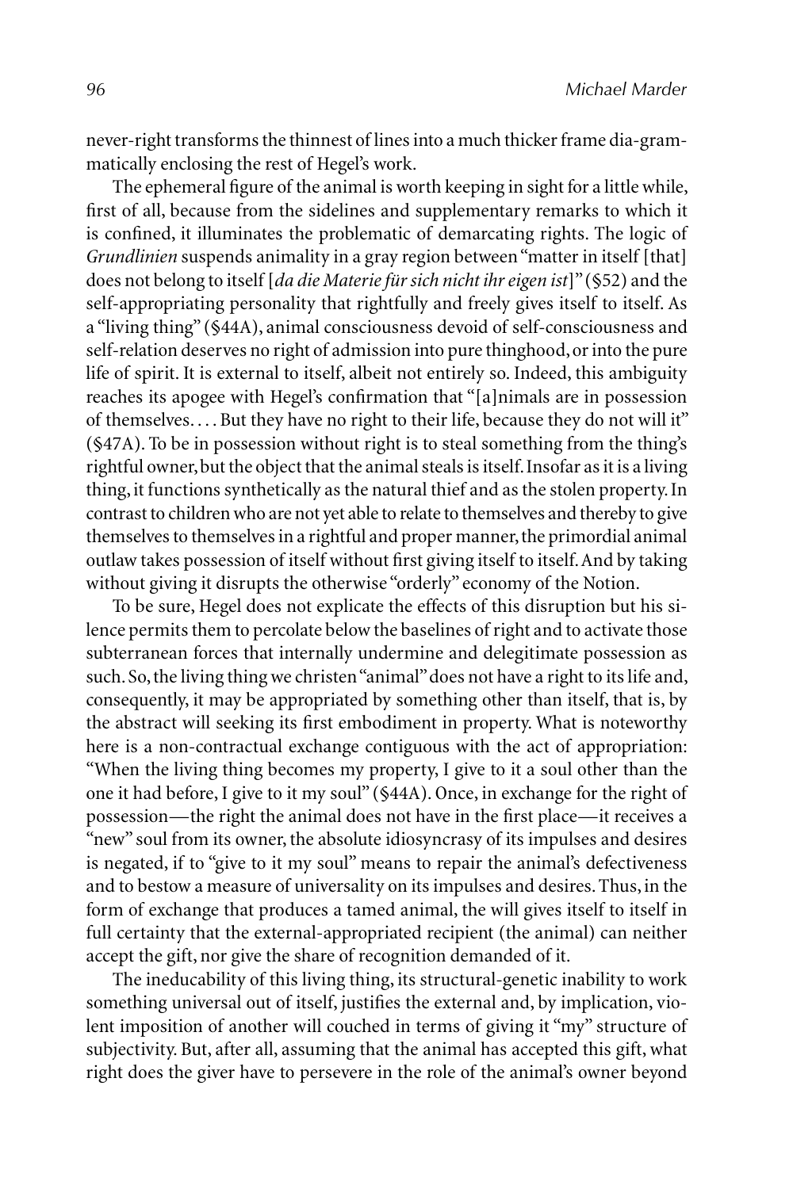never-right transforms the thinnest of lines into a much thicker frame dia-grammatically enclosing the rest of Hegel's work.

The ephemeral figure of the animal is worth keeping in sight for a little while, first of all, because from the sidelines and supplementary remarks to which it is confined, it illuminates the problematic of demarcating rights. The logic of *Grundlinien* suspends animality in a gray region between "matter in itself [that] does not belong to itself [*da die Materie für sich nicht ihr eigen ist*]" (§52) and the self-appropriating personality that rightfully and freely gives itself to itself. As a "living thing" (§44A), animal consciousness devoid of self-consciousness and self-relation deserves no right of admission into pure thinghood, or into the pure life of spirit. It is external to itself, albeit not entirely so. Indeed, this ambiguity reaches its apogee with Hegel's confirmation that "[a]nimals are in possession of themselves. . . . But they have no right to their life, because they do not will it" (§47A). To be in possession without right is to steal something from the thing's rightful owner, but the object that the animal steals is itself. Insofar as it is a living thing, it functions synthetically as the natural thief and as the stolen property. In contrast to children who are not yet able to relate to themselves and thereby to give themselves to themselves in a rightful and proper manner, the primordial animal outlaw takes possession of itself without first giving itself to itself. And by taking without giving it disrupts the otherwise "orderly" economy of the Notion.

To be sure, Hegel does not explicate the effects of this disruption but his silence permits them to percolate below the baselines of right and to activate those subterranean forces that internally undermine and delegitimate possession as such. So, the living thing we christen "animal" does not have a right to its life and, consequently, it may be appropriated by something other than itself, that is, by the abstract will seeking its first embodiment in property. What is noteworthy here is a non-contractual exchange contiguous with the act of appropriation: "When the living thing becomes my property, I give to it a soul other than the one it had before, I give to it my soul" (§44A). Once, in exchange for the right of possession—the right the animal does not have in the first place—it receives a "new" soul from its owner, the absolute idiosyncrasy of its impulses and desires is negated, if to "give to it my soul" means to repair the animal's defectiveness and to bestow a measure of universality on its impulses and desires. Thus, in the form of exchange that produces a tamed animal, the will gives itself to itself in full certainty that the external-appropriated recipient (the animal) can neither accept the gift, nor give the share of recognition demanded of it.

The ineducability of this living thing, its structural-genetic inability to work something universal out of itself, justifies the external and, by implication, violent imposition of another will couched in terms of giving it "my" structure of subjectivity. But, after all, assuming that the animal has accepted this gift, what right does the giver have to persevere in the role of the animal's owner beyond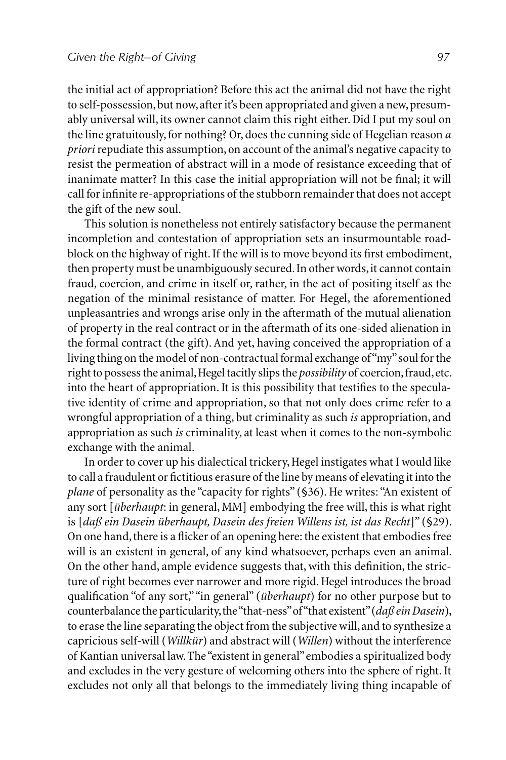the initial act of appropriation? Before this act the animal did not have the right to self-possession, but now, after it's been appropriated and given a new, presumably universal will, its owner cannot claim this right either. Did I put my soul on the line gratuitously, for nothing? Or, does the cunning side of Hegelian reason *a priori* repudiate this assumption, on account of the animal's negative capacity to resist the permeation of abstract will in a mode of resistance exceeding that of inanimate matter? In this case the initial appropriation will not be final; it will call for infinite re-appropriations of the stubborn remainder that does not accept the gift of the new soul.

This solution is nonetheless not entirely satisfactory because the permanent incompletion and contestation of appropriation sets an insurmountable roadblock on the highway of right. If the will is to move beyond its first embodiment, then property must be unambiguously secured. In other words, it cannot contain fraud, coercion, and crime in itself or, rather, in the act of positing itself as the negation of the minimal resistance of matter. For Hegel, the aforementioned unpleasantries and wrongs arise only in the aftermath of the mutual alienation of property in the real contract or in the aftermath of its one-sided alienation in the formal contract (the gift). And yet, having conceived the appropriation of a living thing on the model of non-contractual formal exchange of "my" soul for the right to possess the animal, Hegel tacitly slips the *possibility* of coercion, fraud, etc. into the heart of appropriation. It is this possibility that testifies to the speculative identity of crime and appropriation, so that not only does crime refer to a wrongful appropriation of a thing, but criminality as such *is* appropriation, and appropriation as such *is* criminality, at least when it comes to the non-symbolic exchange with the animal.

In order to cover up his dialectical trickery, Hegel instigates what I would like to call a fraudulent or fictitious erasure of the line by means of elevating it into the *plane* of personality as the "capacity for rights" (§36). He writes: "An existent of any sort [*überhaupt*: in general, MM] embodying the free will, this is what right is [*daß ein Dasein überhaupt, Dasein des freien Willens ist, ist das Recht*]" (§29). On one hand, there is a flicker of an opening here: the existent that embodies free will is an existent in general, of any kind whatsoever, perhaps even an animal. On the other hand, ample evidence suggests that, with this definition, the stricture of right becomes ever narrower and more rigid. Hegel introduces the broad qualification "of any sort," "in general" (*überhaupt*) for no other purpose but to counterbalance the particularity, the "that-ness" of "that existent" (*daß ein Dasein*), to erase the line separating the object from the subjective will, and to synthesize a capricious self-will (*Willkür*) and abstract will (*Willen*) without the interference of Kantian universal law. The "existent in general" embodies a spiritualized body and excludes in the very gesture of welcoming others into the sphere of right. It excludes not only all that belongs to the immediately living thing incapable of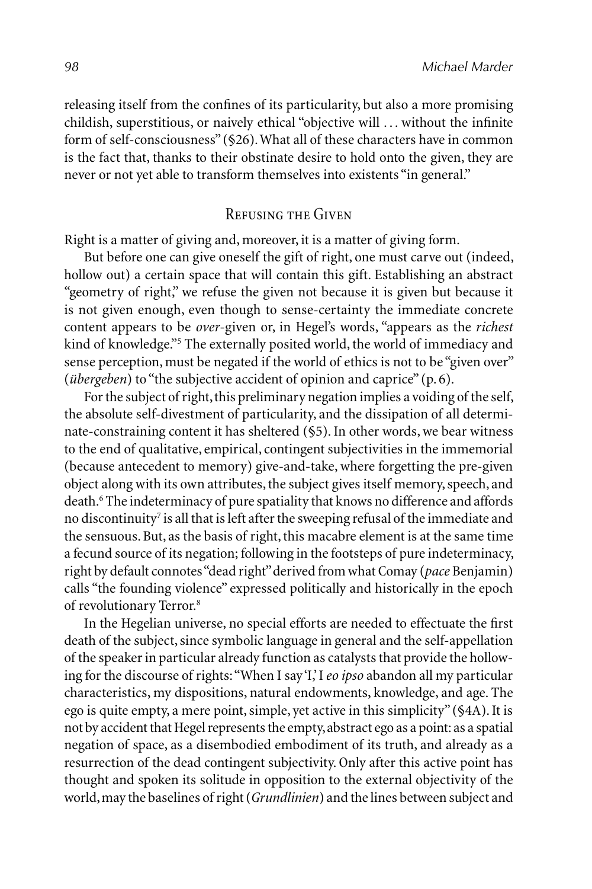releasing itself from the confines of its particularity, but also a more promising childish, superstitious, or naively ethical "objective will . . . without the infinite form of self-consciousness" (§26). What all of these characters have in common is the fact that, thanks to their obstinate desire to hold onto the given, they are never or not yet able to transform themselves into existents "in general."

## Refusing the Given

Right is a matter of giving and, moreover, it is a matter of giving form.

But before one can give oneself the gift of right, one must carve out (indeed, hollow out) a certain space that will contain this gift. Establishing an abstract "geometry of right," we refuse the given not because it is given but because it is not given enough, even though to sense-certainty the immediate concrete content appears to be *over*-given or, in Hegel's words, "appears as the *richest* kind of knowledge."[5] The externally posited world, the world of immediacy and sense perception, must be negated if the world of ethics is not to be "given over" (*übergeben*) to "the subjective accident of opinion and caprice" (p. 6).

For the subject of right, this preliminary negation implies a voiding of the self, the absolute self-divestment of particularity, and the dissipation of all determinate-constraining content it has sheltered (§5). In other words, we bear witness to the end of qualitative, empirical, contingent subjectivities in the immemorial (because antecedent to memory) give-and-take, where forgetting the pre-given object along with its own attributes, the subject gives itself memory, speech, and death.[6] The indeterminacy of pure spatiality that knows no difference and affords no discontinuity[7] is all that is left after the sweeping refusal of the immediate and the sensuous. But, as the basis of right, this macabre element is at the same time a fecund source of its negation; following in the footsteps of pure indeterminacy, right by default connotes "dead right" derived from what Comay (*pace* Benjamin) calls "the founding violence" expressed politically and historically in the epoch of revolutionary Terror.[8]

In the Hegelian universe, no special efforts are needed to effectuate the first death of the subject, since symbolic language in general and the self-appellation of the speaker in particular already function as catalysts that provide the hollowing for the discourse of rights: "When I say 'I,' I *eo ipso* abandon all my particular characteristics, my dispositions, natural endowments, knowledge, and age. The ego is quite empty, a mere point, simple, yet active in this simplicity" (§4A). It is not by accident that Hegel represents the empty, abstract ego as a point: as a spatial negation of space, as a disembodied embodiment of its truth, and already as a resurrection of the dead contingent subjectivity. Only after this active point has thought and spoken its solitude in opposition to the external objectivity of the world, may the baselines of right (*Grundlinien*) and the lines between subject and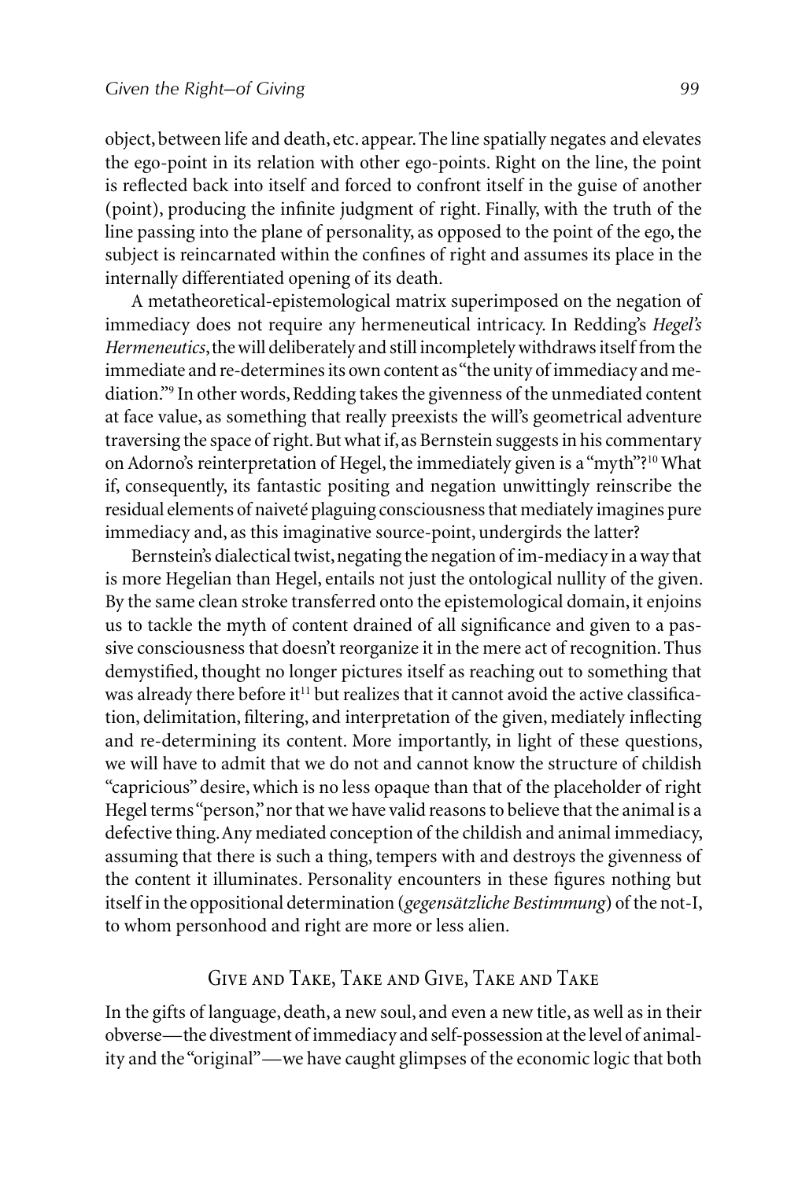object, between life and death, etc. appear. The line spatially negates and elevates the ego-point in its relation with other ego-points. Right on the line, the point is reflected back into itself and forced to confront itself in the guise of another (point), producing the infinite judgment of right. Finally, with the truth of the line passing into the plane of personality, as opposed to the point of the ego, the subject is reincarnated within the confines of right and assumes its place in the internally differentiated opening of its death.

A metatheoretical-epistemological matrix superimposed on the negation of immediacy does not require any hermeneutical intricacy. In Redding's *Hegel's Hermeneutics*, the will deliberately and still incompletely withdraws itself from the immediate and re-determines its own content as "the unity of immediacy and mediation."[9] In other words, Redding takes the givenness of the unmediated content at face value, as something that really preexists the will's geometrical adventure traversing the space of right. But what if, as Bernstein suggests in his commentary on Adorno's reinterpretation of Hegel, the immediately given is a "myth"?[10] What if, consequently, its fantastic positing and negation unwittingly reinscribe the residual elements of naiveté plaguing consciousness that mediately imagines pure immediacy and, as this imaginative source-point, undergirds the latter?

Bernstein's dialectical twist, negating the negation of im-mediacy in a way that is more Hegelian than Hegel, entails not just the ontological nullity of the given. By the same clean stroke transferred onto the epistemological domain, it enjoins us to tackle the myth of content drained of all significance and given to a passive consciousness that doesn't reorganize it in the mere act of recognition. Thus demystified, thought no longer pictures itself as reaching out to something that was already there before it[11] but realizes that it cannot avoid the active classification, delimitation, filtering, and interpretation of the given, mediately inflecting and re-determining its content. More importantly, in light of these questions, we will have to admit that we do not and cannot know the structure of childish "capricious" desire, which is no less opaque than that of the placeholder of right Hegel terms "person," nor that we have valid reasons to believe that the animal is a defective thing. Any mediated conception of the childish and animal immediacy, assuming that there is such a thing, tempers with and destroys the givenness of the content it illuminates. Personality encounters in these figures nothing but itself in the oppositional determination (*gegensätzliche Bestimmung*) of the not-I, to whom personhood and right are more or less alien.

## Give and Take, Take and Give, Take and Take

In the gifts of language, death, a new soul, and even a new title, as well as in their obverse—the divestment of immediacy and self-possession at the level of animality and the "original"—we have caught glimpses of the economic logic that both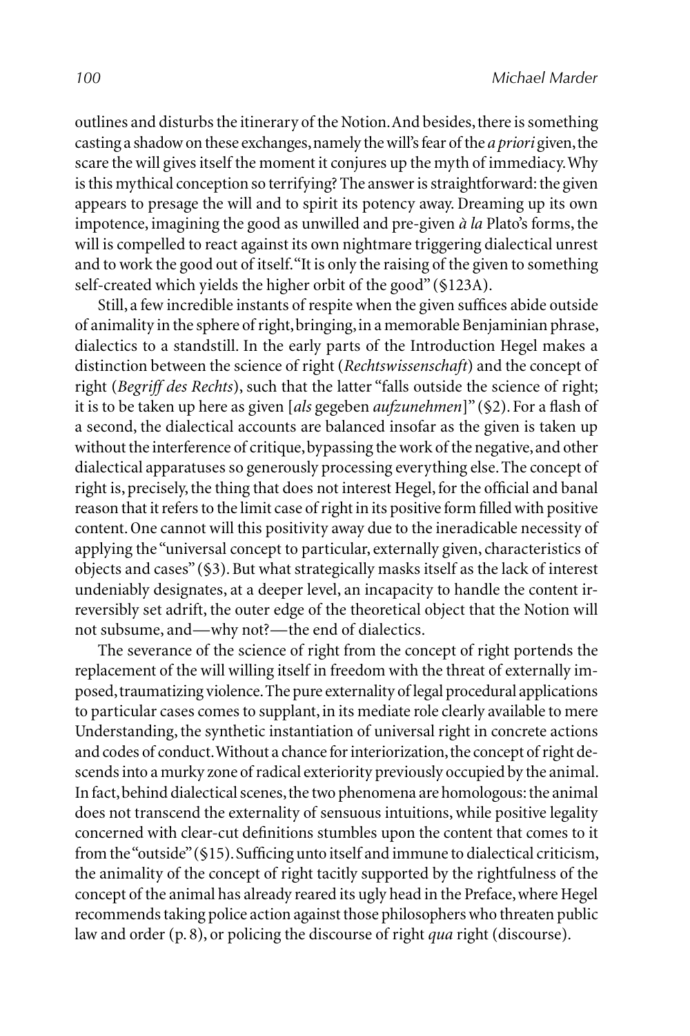outlines and disturbs the itinerary of the Notion. And besides, there is something casting a shadow on these exchanges, namely the will's fear of the *a priori* given, the scare the will gives itself the moment it conjures up the myth of immediacy. Why is this mythical conception so terrifying? The answer is straightforward: the given appears to presage the will and to spirit its potency away. Dreaming up its own impotence, imagining the good as unwilled and pre-given *à la* Plato's forms, the will is compelled to react against its own nightmare triggering dialectical unrest and to work the good out of itself. "It is only the raising of the given to something self-created which yields the higher orbit of the good" (§123A).

Still, a few incredible instants of respite when the given suffices abide outside of animality in the sphere of right, bringing, in a memorable Benjaminian phrase, dialectics to a standstill. In the early parts of the Introduction Hegel makes a distinction between the science of right (*Rechtswissenschaft*) and the concept of right (*Begriff des Rechts*), such that the latter "falls outside the science of right; it is to be taken up here as given [*als* gegeben *aufzunehmen*]" (§2). For a flash of a second, the dialectical accounts are balanced insofar as the given is taken up without the interference of critique, bypassing the work of the negative, and other dialectical apparatuses so generously processing everything else. The concept of right is, precisely, the thing that does not interest Hegel, for the official and banal reason that it refers to the limit case of right in its positive form filled with positive content. One cannot will this positivity away due to the ineradicable necessity of applying the "universal concept to particular, externally given, characteristics of objects and cases" (§3). But what strategically masks itself as the lack of interest undeniably designates, at a deeper level, an incapacity to handle the content irreversibly set adrift, the outer edge of the theoretical object that the Notion will not subsume, and—why not?—the end of dialectics.

The severance of the science of right from the concept of right portends the replacement of the will willing itself in freedom with the threat of externally imposed, traumatizing violence. The pure externality of legal procedural applications to particular cases comes to supplant, in its mediate role clearly available to mere Understanding, the synthetic instantiation of universal right in concrete actions and codes of conduct. Without a chance for interiorization, the concept of right descends into a murky zone of radical exteriority previously occupied by the animal. In fact, behind dialectical scenes, the two phenomena are homologous: the animal does not transcend the externality of sensuous intuitions, while positive legality concerned with clear-cut definitions stumbles upon the content that comes to it from the "outside" (§15). Sufficing unto itself and immune to dialectical criticism, the animality of the concept of right tacitly supported by the rightfulness of the concept of the animal has already reared its ugly head in the Preface, where Hegel recommends taking police action against those philosophers who threaten public law and order (p. 8), or policing the discourse of right *qua* right (discourse).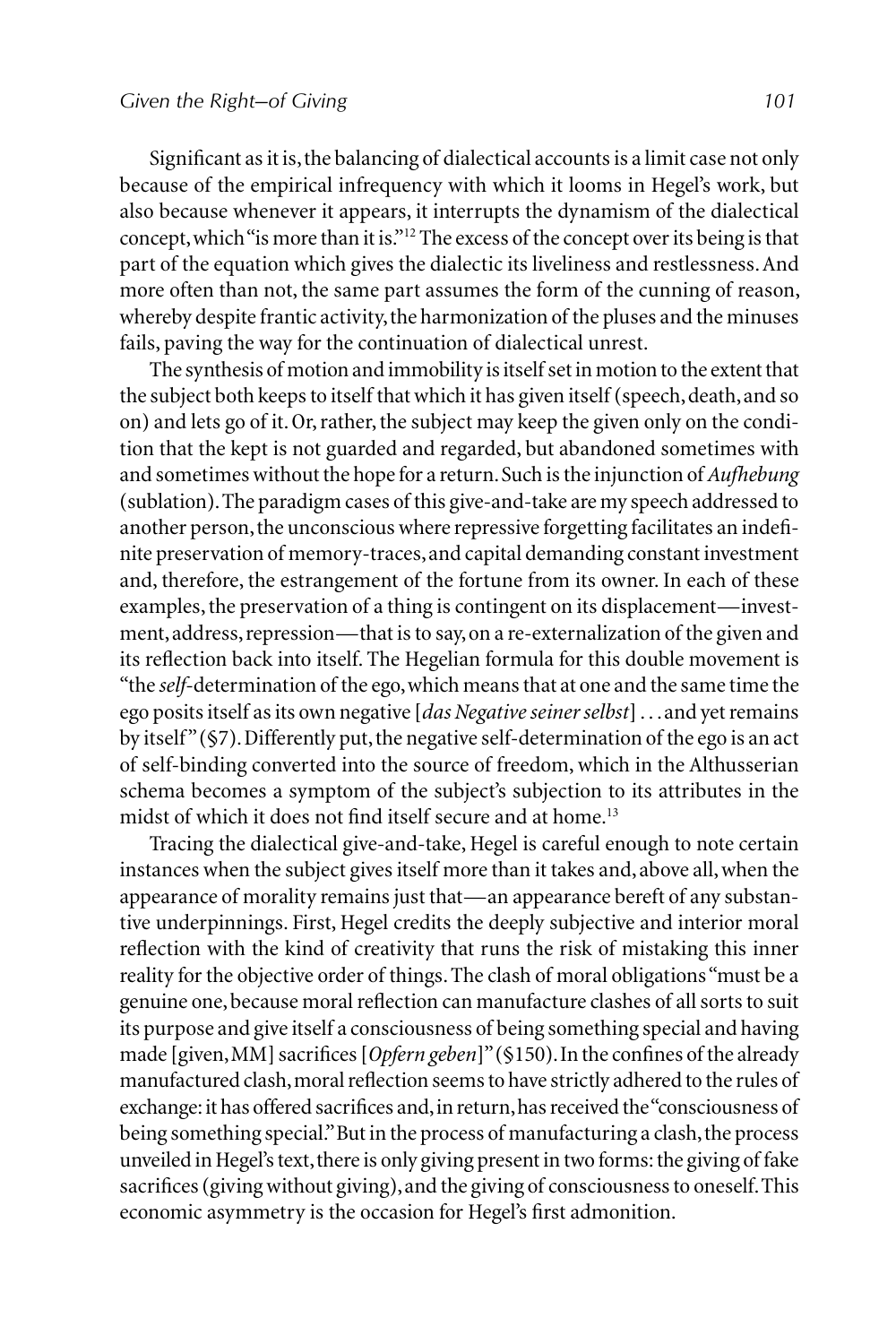Significant as it is, the balancing of dialectical accounts is a limit case not only because of the empirical infrequency with which it looms in Hegel's work, but also because whenever it appears, it interrupts the dynamism of the dialectical concept, which "is more than it is."[12] The excess of the concept over its being is that part of the equation which gives the dialectic its liveliness and restlessness. And more often than not, the same part assumes the form of the cunning of reason, whereby despite frantic activity, the harmonization of the pluses and the minuses fails, paving the way for the continuation of dialectical unrest.

The synthesis of motion and immobility is itself set in motion to the extent that the subject both keeps to itself that which it has given itself (speech, death, and so on) and lets go of it. Or, rather, the subject may keep the given only on the condition that the kept is not guarded and regarded, but abandoned sometimes with and sometimes without the hope for a return. Such is the injunction of *Aufhebung* (sublation). The paradigm cases of this give-and-take are my speech addressed to another person, the unconscious where repressive forgetting facilitates an indefinite preservation of memory-traces, and capital demanding constant investment and, therefore, the estrangement of the fortune from its owner. In each of these examples, the preservation of a thing is contingent on its displacement—investment, address, repression—that is to say, on a re-externalization of the given and its reflection back into itself. The Hegelian formula for this double movement is "the *self*-determination of the ego, which means that at one and the same time the ego posits itself as its own negative [*das Negative seiner selbst*] . . . and yet remains by itself" (§7). Differently put, the negative self-determination of the ego is an act of self-binding converted into the source of freedom, which in the Althusserian schema becomes a symptom of the subject's subjection to its attributes in the midst of which it does not find itself secure and at home.[13]

Tracing the dialectical give-and-take, Hegel is careful enough to note certain instances when the subject gives itself more than it takes and, above all, when the appearance of morality remains just that—an appearance bereft of any substantive underpinnings. First, Hegel credits the deeply subjective and interior moral reflection with the kind of creativity that runs the risk of mistaking this inner reality for the objective order of things. The clash of moral obligations "must be a genuine one, because moral reflection can manufacture clashes of all sorts to suit its purpose and give itself a consciousness of being something special and having made [given, MM] sacrifices [*Opfern geben*]" (§150). In the confines of the already manufactured clash, moral reflection seems to have strictly adhered to the rules of exchange: it has offered sacrifices and, in return, has received the "consciousness of being something special." But in the process of manufacturing a clash, the process unveiled in Hegel's text, there is only giving present in two forms: the giving of fake sacrifices (giving without giving), and the giving of consciousness to oneself. This economic asymmetry is the occasion for Hegel's first admonition.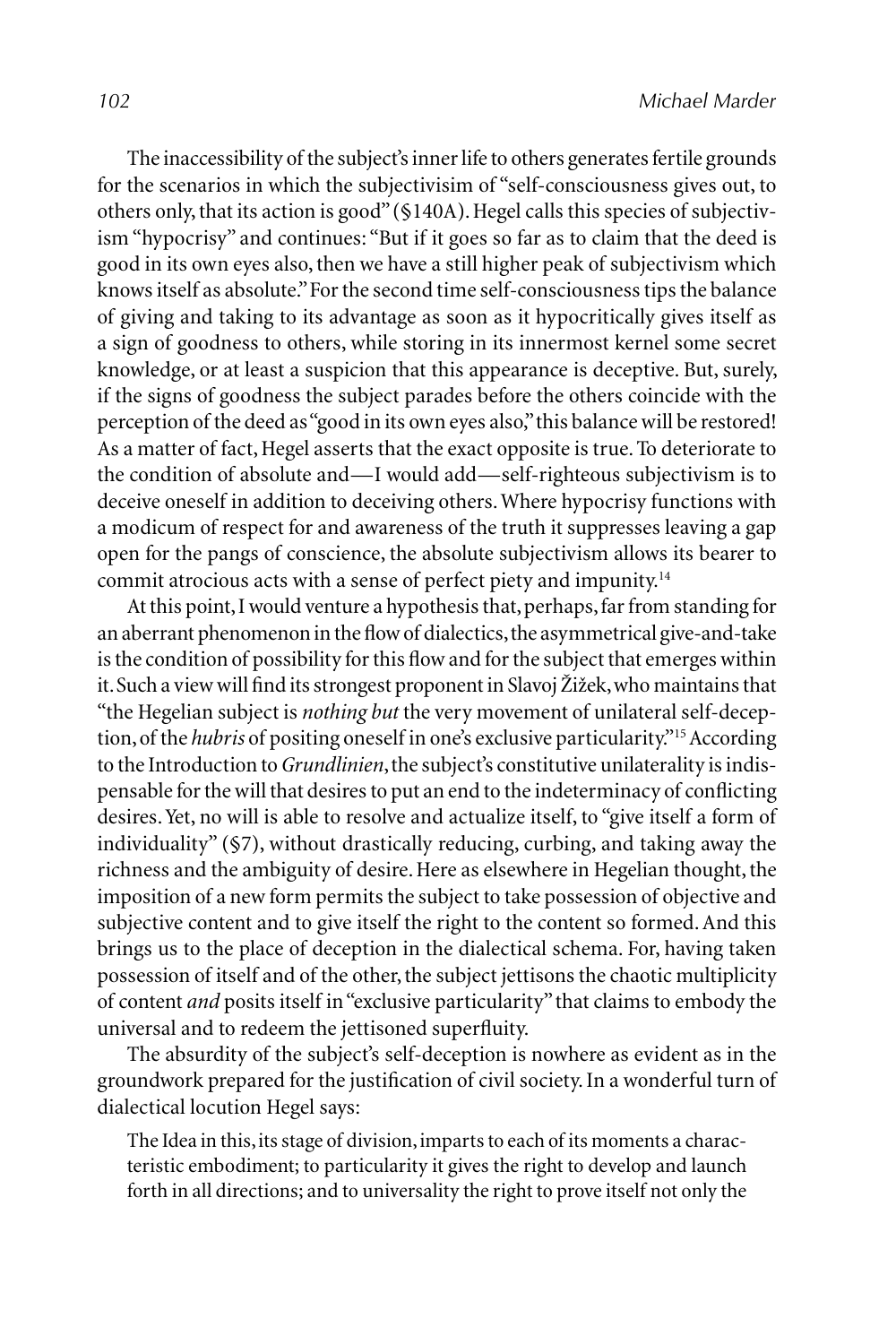The inaccessibility of the subject's inner life to others generates fertile grounds for the scenarios in which the subjectivisim of "self-consciousness gives out, to others only, that its action is good" (§140A). Hegel calls this species of subjectivism "hypocrisy" and continues: "But if it goes so far as to claim that the deed is good in its own eyes also, then we have a still higher peak of subjectivism which knows itself as absolute." For the second time self-consciousness tips the balance of giving and taking to its advantage as soon as it hypocritically gives itself as a sign of goodness to others, while storing in its innermost kernel some secret knowledge, or at least a suspicion that this appearance is deceptive. But, surely, if the signs of goodness the subject parades before the others coincide with the perception of the deed as "good in its own eyes also," this balance will be restored! As a matter of fact, Hegel asserts that the exact opposite is true. To deteriorate to the condition of absolute and—I would add—self-righteous subjectivism is to deceive oneself in addition to deceiving others. Where hypocrisy functions with a modicum of respect for and awareness of the truth it suppresses leaving a gap open for the pangs of conscience, the absolute subjectivism allows its bearer to commit atrocious acts with a sense of perfect piety and impunity.[14]

At this point, I would venture a hypothesis that, perhaps, far from standing for an aberrant phenomenon in the flow of dialectics, the asymmetrical give-and-take is the condition of possibility for this flow and for the subject that emerges within it. Such a view will find its strongest proponent in Slavoj Žižek, who maintains that "the Hegelian subject is *nothing but* the very movement of unilateral self-deception, of the *hubris* of positing oneself in one's exclusive particularity."[15] According to the Introduction to *Grundlinien*, the subject's constitutive unilaterality is indispensable for the will that desires to put an end to the indeterminacy of conflicting desires. Yet, no will is able to resolve and actualize itself, to "give itself a form of individuality" (§7), without drastically reducing, curbing, and taking away the richness and the ambiguity of desire. Here as elsewhere in Hegelian thought, the imposition of a new form permits the subject to take possession of objective and subjective content and to give itself the right to the content so formed. And this brings us to the place of deception in the dialectical schema. For, having taken possession of itself and of the other, the subject jettisons the chaotic multiplicity of content *and* posits itself in "exclusive particularity" that claims to embody the universal and to redeem the jettisoned superfluity.

The absurdity of the subject's self-deception is nowhere as evident as in the groundwork prepared for the justification of civil society. In a wonderful turn of dialectical locution Hegel says:

> The Idea in this, its stage of division, imparts to each of its moments a characteristic embodiment; to particularity it gives the right to develop and launch forth in all directions; and to universality the right to prove itself not only the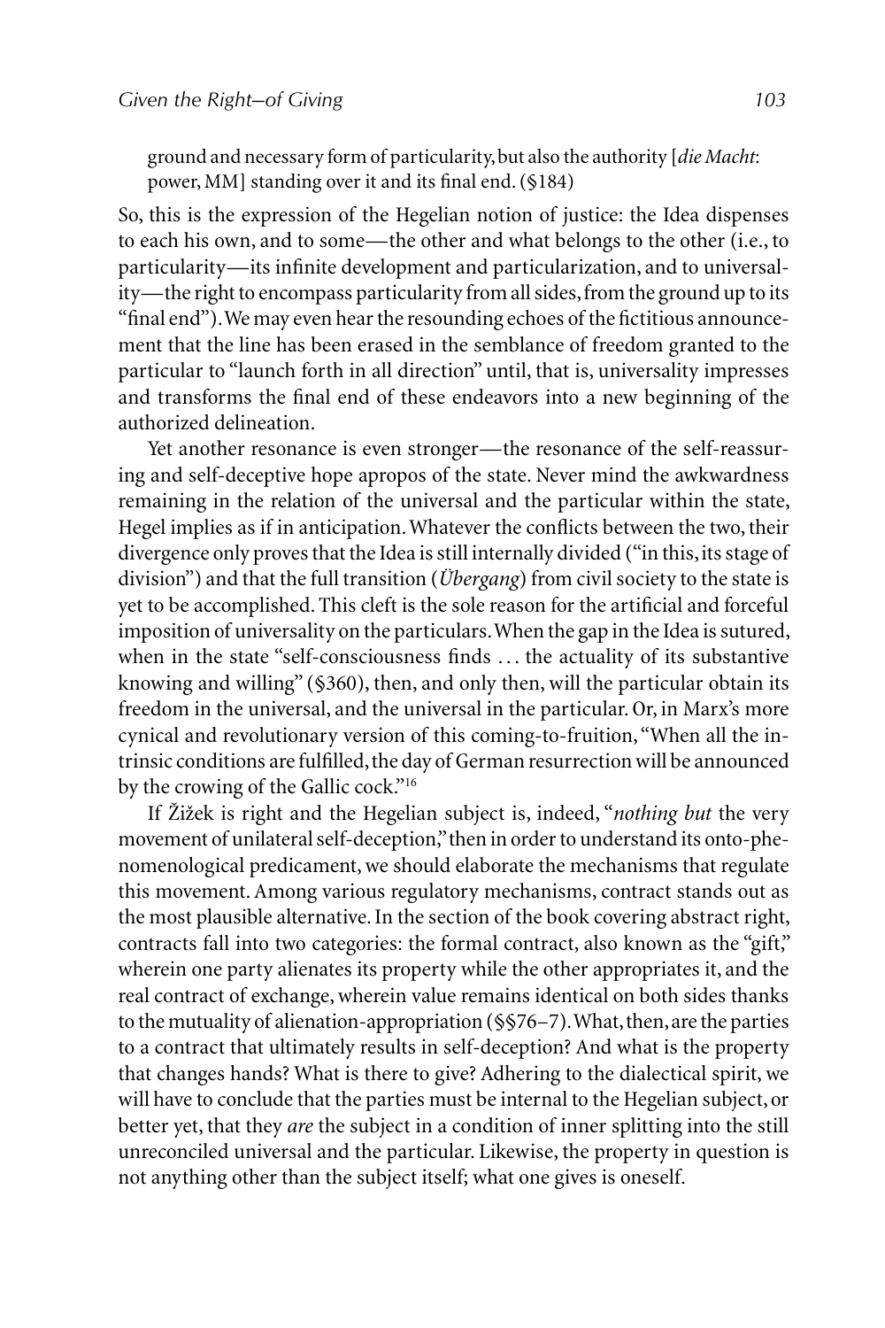ground and necessary form of particularity, but also the authority [*die Macht*: power, MM] standing over it and its final end. (§184)

So, this is the expression of the Hegelian notion of justice: the Idea dispenses to each his own, and to some—the other and what belongs to the other (i.e., to particularity—its infinite development and particularization, and to universality—the right to encompass particularity from all sides, from the ground up to its "final end"). We may even hear the resounding echoes of the fictitious announcement that the line has been erased in the semblance of freedom granted to the particular to "launch forth in all direction" until, that is, universality impresses and transforms the final end of these endeavors into a new beginning of the authorized delineation.

Yet another resonance is even stronger—the resonance of the self-reassuring and self-deceptive hope apropos of the state. Never mind the awkwardness remaining in the relation of the universal and the particular within the state, Hegel implies as if in anticipation. Whatever the conflicts between the two, their divergence only proves that the Idea is still internally divided ("in this, its stage of division") and that the full transition (*Übergang*) from civil society to the state is yet to be accomplished. This cleft is the sole reason for the artificial and forceful imposition of universality on the particulars. When the gap in the Idea is sutured, when in the state "self-consciousness finds ... the actuality of its substantive knowing and willing" (§360), then, and only then, will the particular obtain its freedom in the universal, and the universal in the particular. Or, in Marx's more cynical and revolutionary version of this coming-to-fruition, "When all the intrinsic conditions are fulfilled, the day of German resurrection will be announced by the crowing of the Gallic cock."[16]

If Žižek is right and the Hegelian subject is, indeed, "*nothing but* the very movement of unilateral self-deception," then in order to understand its onto-phenomenological predicament, we should elaborate the mechanisms that regulate this movement. Among various regulatory mechanisms, contract stands out as the most plausible alternative. In the section of the book covering abstract right, contracts fall into two categories: the formal contract, also known as the "gift," wherein one party alienates its property while the other appropriates it, and the real contract of exchange, wherein value remains identical on both sides thanks to the mutuality of alienation-appropriation (§§76–7). What, then, are the parties to a contract that ultimately results in self-deception? And what is the property that changes hands? What is there to give? Adhering to the dialectical spirit, we will have to conclude that the parties must be internal to the Hegelian subject, or better yet, that they *are* the subject in a condition of inner splitting into the still unreconciled universal and the particular. Likewise, the property in question is not anything other than the subject itself; what one gives is oneself.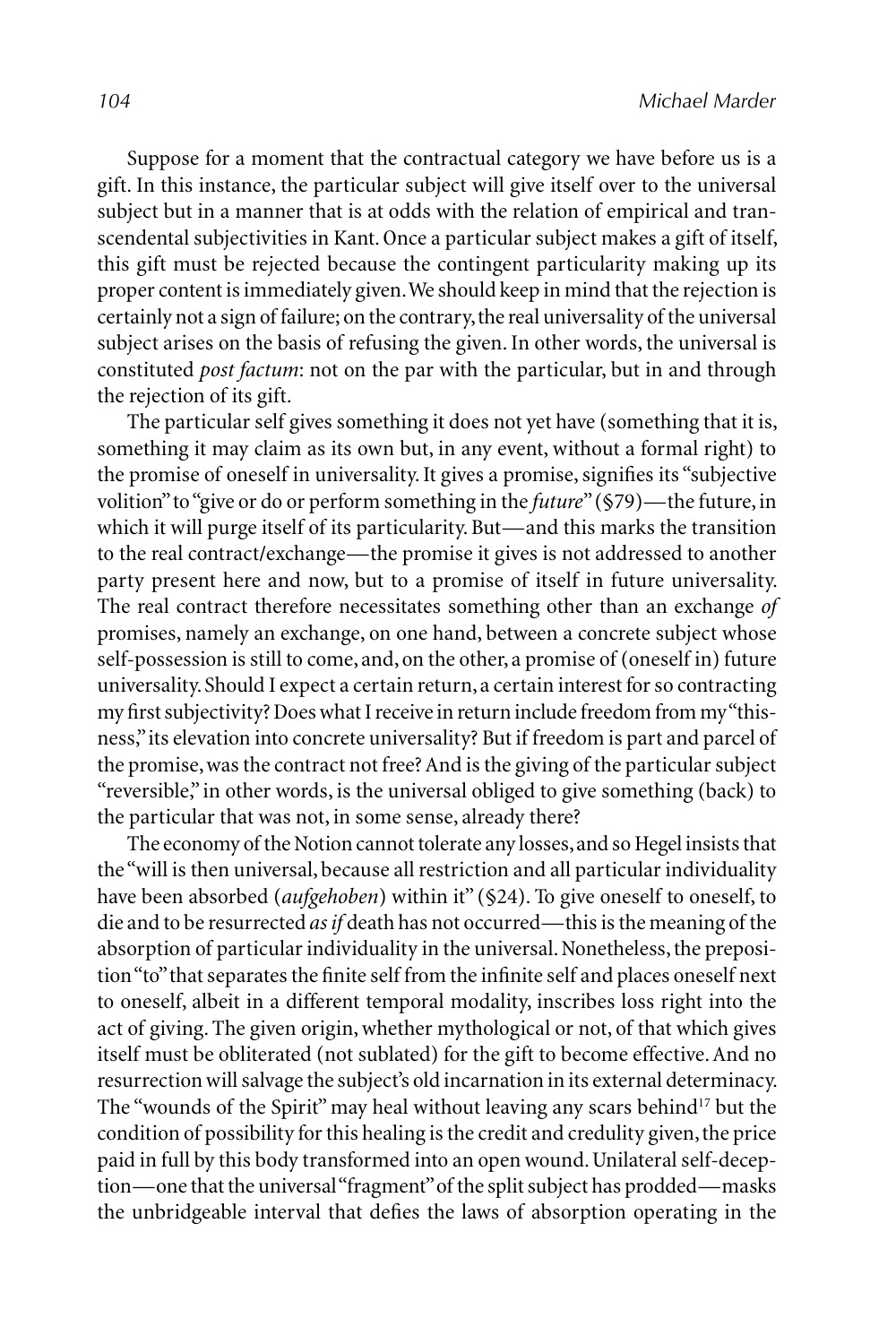Suppose for a moment that the contractual category we have before us is a gift. In this instance, the particular subject will give itself over to the universal subject but in a manner that is at odds with the relation of empirical and transcendental subjectivities in Kant. Once a particular subject makes a gift of itself, this gift must be rejected because the contingent particularity making up its proper content is immediately given. We should keep in mind that the rejection is certainly not a sign of failure; on the contrary, the real universality of the universal subject arises on the basis of refusing the given. In other words, the universal is constituted *post factum*: not on the par with the particular, but in and through the rejection of its gift.

The particular self gives something it does not yet have (something that it is, something it may claim as its own but, in any event, without a formal right) to the promise of oneself in universality. It gives a promise, signifies its "subjective volition" to "give or do or perform something in the *future*" (§79)—the future, in which it will purge itself of its particularity. But—and this marks the transition to the real contract/exchange—the promise it gives is not addressed to another party present here and now, but to a promise of itself in future universality. The real contract therefore necessitates something other than an exchange *of* promises, namely an exchange, on one hand, between a concrete subject whose self-possession is still to come, and, on the other, a promise of (oneself in) future universality. Should I expect a certain return, a certain interest for so contracting my first subjectivity? Does what I receive in return include freedom from my "thisness," its elevation into concrete universality? But if freedom is part and parcel of the promise, was the contract not free? And is the giving of the particular subject "reversible," in other words, is the universal obliged to give something (back) to the particular that was not, in some sense, already there?

The economy of the Notion cannot tolerate any losses, and so Hegel insists that the "will is then universal, because all restriction and all particular individuality have been absorbed (*aufgehoben*) within it" (§24). To give oneself to oneself, to die and to be resurrected *as if* death has not occurred—this is the meaning of the absorption of particular individuality in the universal. Nonetheless, the preposition "to" that separates the finite self from the infinite self and places oneself next to oneself, albeit in a different temporal modality, inscribes loss right into the act of giving. The given origin, whether mythological or not, of that which gives itself must be obliterated (not sublated) for the gift to become effective. And no resurrection will salvage the subject's old incarnation in its external determinacy. The "wounds of the Spirit" may heal without leaving any scars behind[17] but the condition of possibility for this healing is the credit and credulity given, the price paid in full by this body transformed into an open wound. Unilateral self-deception—one that the universal "fragment" of the split subject has prodded—masks the unbridgeable interval that defies the laws of absorption operating in the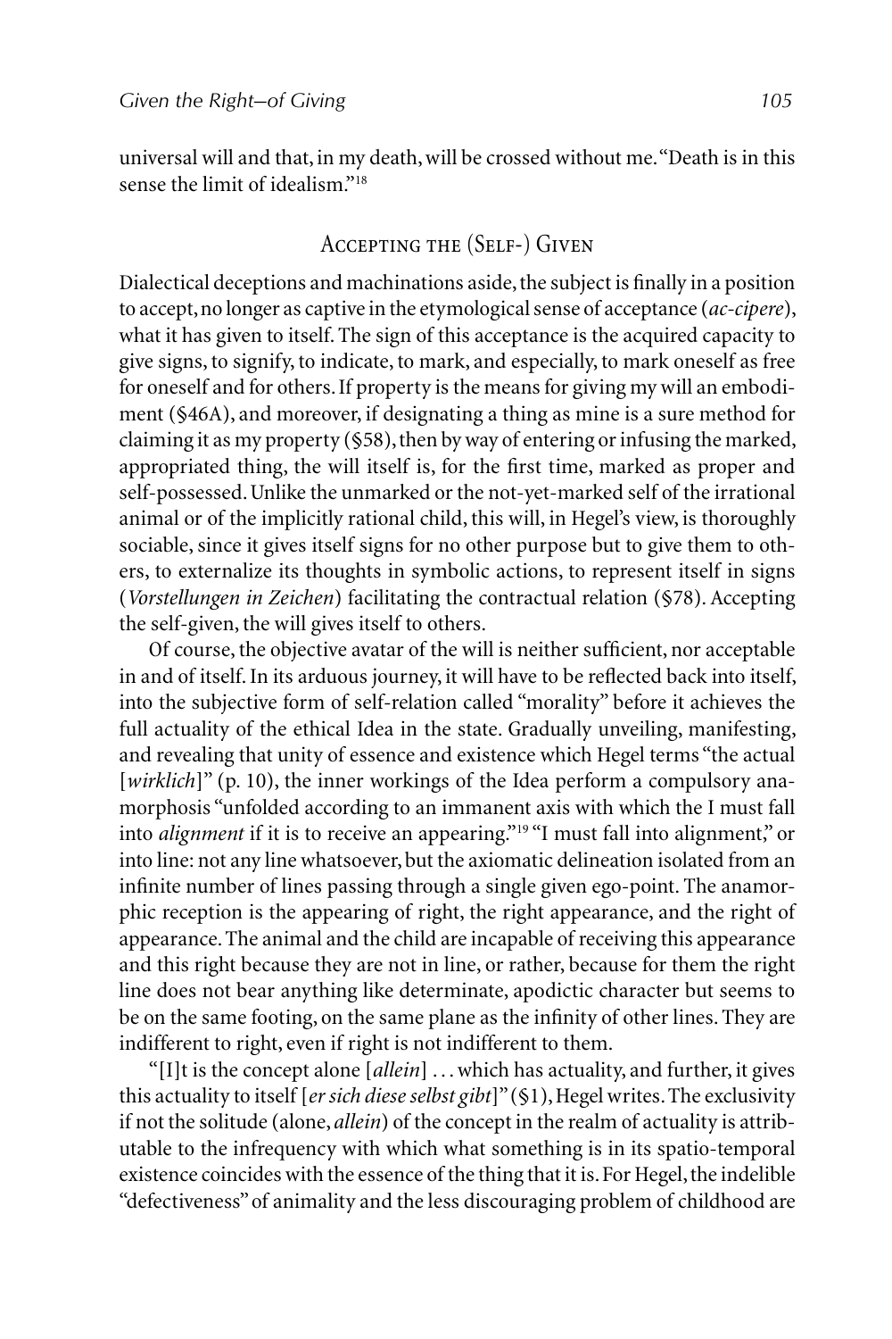universal will and that, in my death, will be crossed without me. "Death is in this sense the limit of idealism."[18]

## Accepting the (Self-) Given

Dialectical deceptions and machinations aside, the subject is finally in a position to accept, no longer as captive in the etymological sense of acceptance (*ac-cipere*), what it has given to itself. The sign of this acceptance is the acquired capacity to give signs, to signify, to indicate, to mark, and especially, to mark oneself as free for oneself and for others. If property is the means for giving my will an embodiment (§46A), and moreover, if designating a thing as mine is a sure method for claiming it as my property (§58), then by way of entering or infusing the marked, appropriated thing, the will itself is, for the first time, marked as proper and self-possessed. Unlike the unmarked or the not-yet-marked self of the irrational animal or of the implicitly rational child, this will, in Hegel's view, is thoroughly sociable, since it gives itself signs for no other purpose but to give them to others, to externalize its thoughts in symbolic actions, to represent itself in signs (*Vorstellungen in Zeichen*) facilitating the contractual relation (§78). Accepting the self-given, the will gives itself to others.

Of course, the objective avatar of the will is neither sufficient, nor acceptable in and of itself. In its arduous journey, it will have to be reflected back into itself, into the subjective form of self-relation called "morality" before it achieves the full actuality of the ethical Idea in the state. Gradually unveiling, manifesting, and revealing that unity of essence and existence which Hegel terms "the actual [*wirklich*]" (p. 10), the inner workings of the Idea perform a compulsory anamorphosis "unfolded according to an immanent axis with which the I must fall into *alignment* if it is to receive an appearing."[19] "I must fall into alignment," or into line: not any line whatsoever, but the axiomatic delineation isolated from an infinite number of lines passing through a single given ego-point. The anamorphic reception is the appearing of right, the right appearance, and the right of appearance. The animal and the child are incapable of receiving this appearance and this right because they are not in line, or rather, because for them the right line does not bear anything like determinate, apodictic character but seems to be on the same footing, on the same plane as the infinity of other lines. They are indifferent to right, even if right is not indifferent to them.

"[I]t is the concept alone [*allein*] . . . which has actuality, and further, it gives this actuality to itself [*er sich diese selbst gibt*]" (§1), Hegel writes. The exclusivity if not the solitude (alone, *allein*) of the concept in the realm of actuality is attributable to the infrequency with which what something is in its spatio-temporal existence coincides with the essence of the thing that it is. For Hegel, the indelible "defectiveness" of animality and the less discouraging problem of childhood are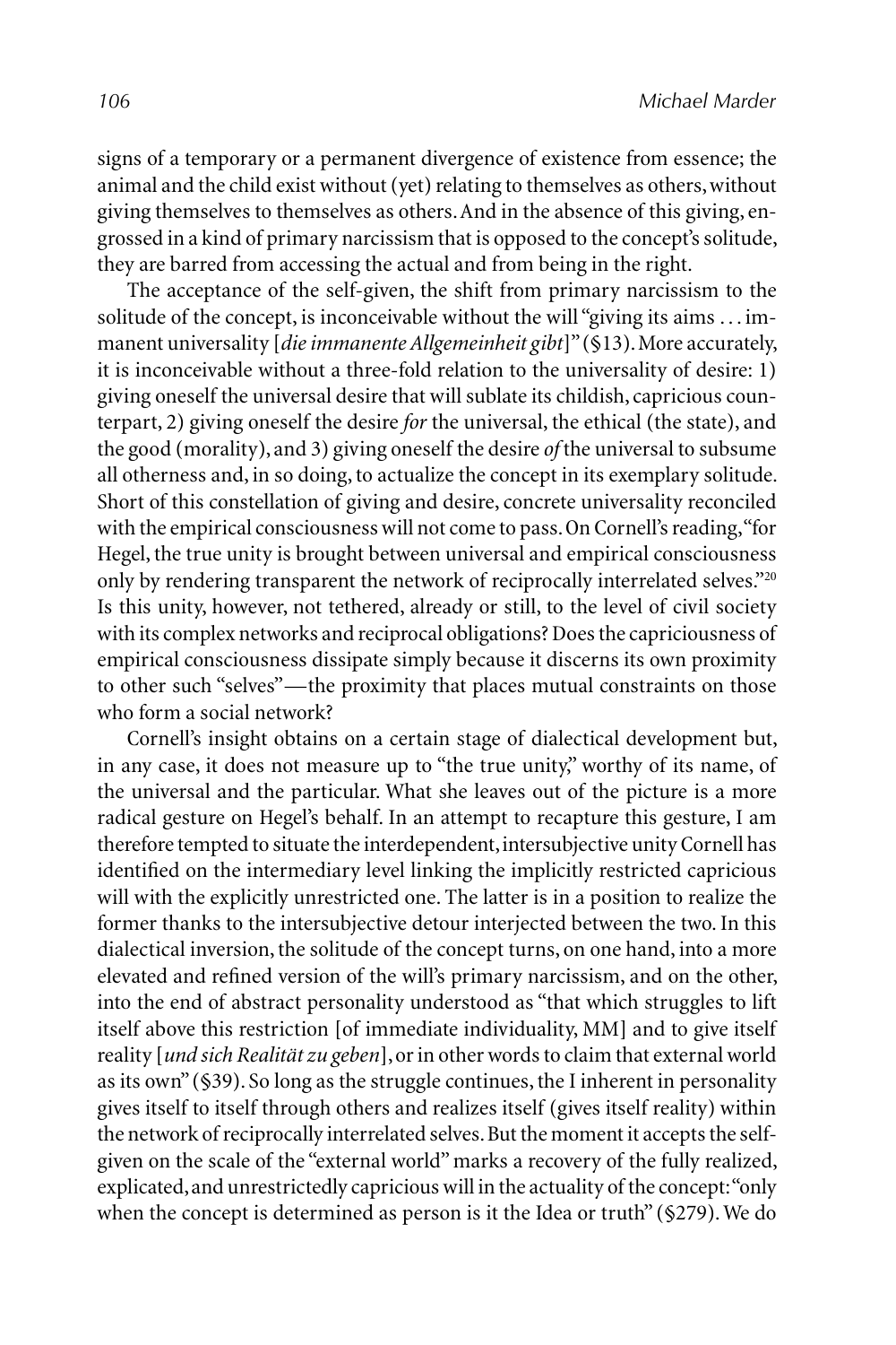signs of a temporary or a permanent divergence of existence from essence; the animal and the child exist without (yet) relating to themselves as others, without giving themselves to themselves as others. And in the absence of this giving, engrossed in a kind of primary narcissism that is opposed to the concept's solitude, they are barred from accessing the actual and from being in the right.

The acceptance of the self-given, the shift from primary narcissism to the solitude of the concept, is inconceivable without the will "giving its aims . . . immanent universality [*die immanente Allgemeinheit gibt*]" (§13). More accurately, it is inconceivable without a three-fold relation to the universality of desire: 1) giving oneself the universal desire that will sublate its childish, capricious counterpart, 2) giving oneself the desire *for* the universal, the ethical (the state), and the good (morality), and 3) giving oneself the desire *of* the universal to subsume all otherness and, in so doing, to actualize the concept in its exemplary solitude. Short of this constellation of giving and desire, concrete universality reconciled with the empirical consciousness will not come to pass. On Cornell's reading, "for Hegel, the true unity is brought between universal and empirical consciousness only by rendering transparent the network of reciprocally interrelated selves."[20] Is this unity, however, not tethered, already or still, to the level of civil society with its complex networks and reciprocal obligations? Does the capriciousness of empirical consciousness dissipate simply because it discerns its own proximity to other such "selves"—the proximity that places mutual constraints on those who form a social network?

Cornell's insight obtains on a certain stage of dialectical development but, in any case, it does not measure up to "the true unity," worthy of its name, of the universal and the particular. What she leaves out of the picture is a more radical gesture on Hegel's behalf. In an attempt to recapture this gesture, I am therefore tempted to situate the interdependent, intersubjective unity Cornell has identified on the intermediary level linking the implicitly restricted capricious will with the explicitly unrestricted one. The latter is in a position to realize the former thanks to the intersubjective detour interjected between the two. In this dialectical inversion, the solitude of the concept turns, on one hand, into a more elevated and refined version of the will's primary narcissism, and on the other, into the end of abstract personality understood as "that which struggles to lift itself above this restriction [of immediate individuality, MM] and to give itself reality [*und sich Realität zu geben*], or in other words to claim that external world as its own" (§39). So long as the struggle continues, the I inherent in personality gives itself to itself through others and realizes itself (gives itself reality) within the network of reciprocally interrelated selves. But the moment it accepts the self-given on the scale of the "external world" marks a recovery of the fully realized, explicated, and unrestrictedly capricious will in the actuality of the concept: "only when the concept is determined as person is it the Idea or truth" (§279). We do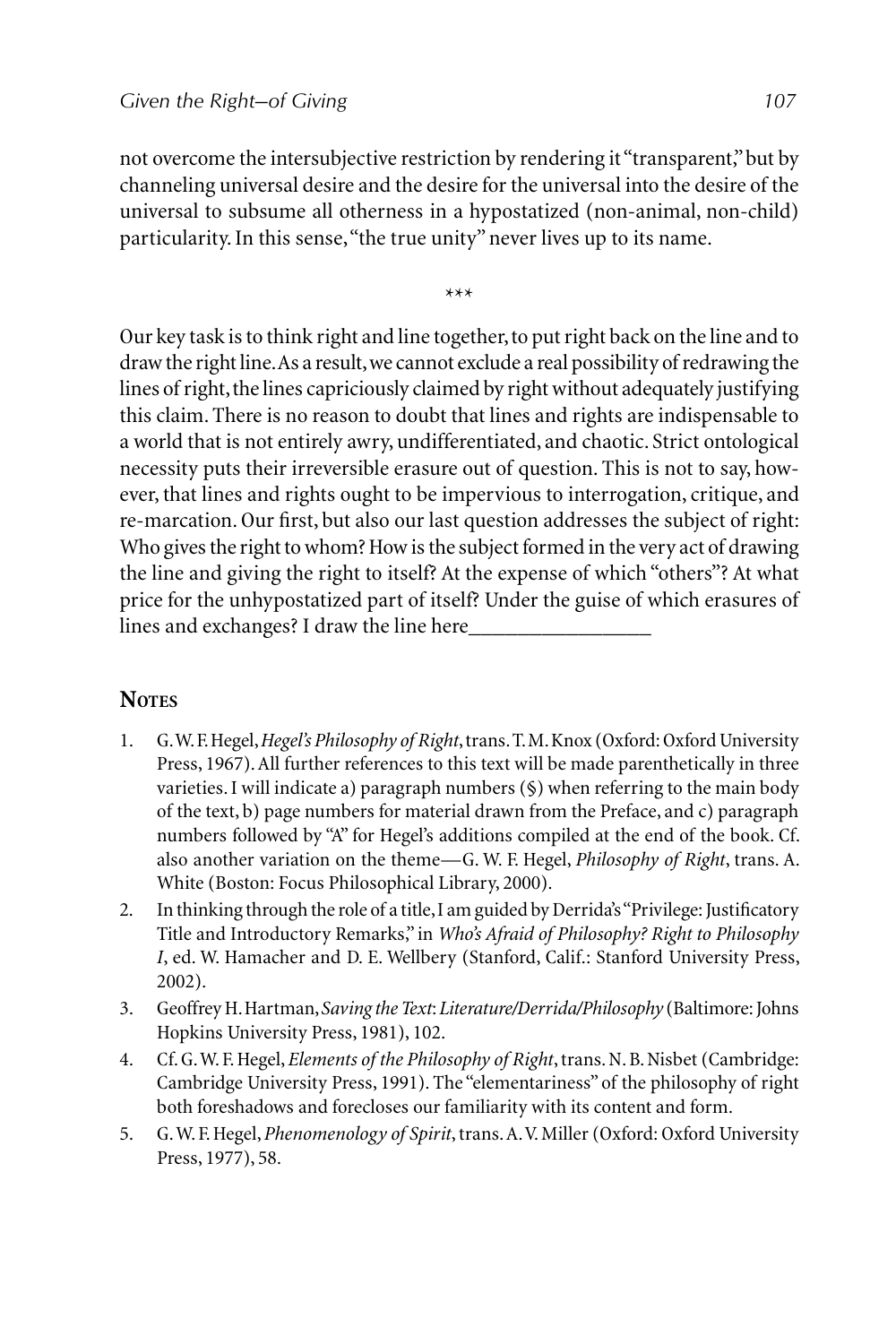not overcome the intersubjective restriction by rendering it "transparent," but by channeling universal desire and the desire for the universal into the desire of the universal to subsume all otherness in a hypostatized (non-animal, non-child) particularity. In this sense, "the true unity" never lives up to its name.

\*\*\*

Our key task is to think right and line together, to put right back on the line and to draw the right line. As a result, we cannot exclude a real possibility of redrawing the lines of right, the lines capriciously claimed by right without adequately justifying this claim. There is no reason to doubt that lines and rights are indispensable to a world that is not entirely awry, undifferentiated, and chaotic. Strict ontological necessity puts their irreversible erasure out of question. This is not to say, however, that lines and rights ought to be impervious to interrogation, critique, and re-marcation. Our first, but also our last question addresses the subject of right: Who gives the right to whom? How is the subject formed in the very act of drawing the line and giving the right to itself? At the expense of which "others"? At what price for the unhypostatized part of itself? Under the guise of which erasures of lines and exchanges? I draw the line here\_\_\_\_\_\_\_\_\_\_\_\_\_\_\_\_\_\_

## Notes

1. G. W. F. Hegel, *Hegel's Philosophy of Right*, trans. T. M. Knox (Oxford: Oxford University Press, 1967). All further references to this text will be made parenthetically in three varieties. I will indicate a) paragraph numbers (§) when referring to the main body of the text, b) page numbers for material drawn from the Preface, and c) paragraph numbers followed by "A" for Hegel's additions compiled at the end of the book. Cf. also another variation on the theme—G. W. F. Hegel, *Philosophy of Right*, trans. A. White (Boston: Focus Philosophical Library, 2000).
2. In thinking through the role of a title, I am guided by Derrida's "Privilege: Justificatory Title and Introductory Remarks," in *Who's Afraid of Philosophy? Right to Philosophy I*, ed. W. Hamacher and D. E. Wellbery (Stanford, Calif.: Stanford University Press, 2002).
3. Geoffrey H. Hartman, *Saving the Text: Literature/Derrida/Philosophy* (Baltimore: Johns Hopkins University Press, 1981), 102.
4. Cf. G. W. F. Hegel, *Elements of the Philosophy of Right*, trans. N. B. Nisbet (Cambridge: Cambridge University Press, 1991). The "elementariness" of the philosophy of right both foreshadows and forecloses our familiarity with its content and form.
5. G. W. F. Hegel, *Phenomenology of Spirit*, trans. A. V. Miller (Oxford: Oxford University Press, 1977), 58.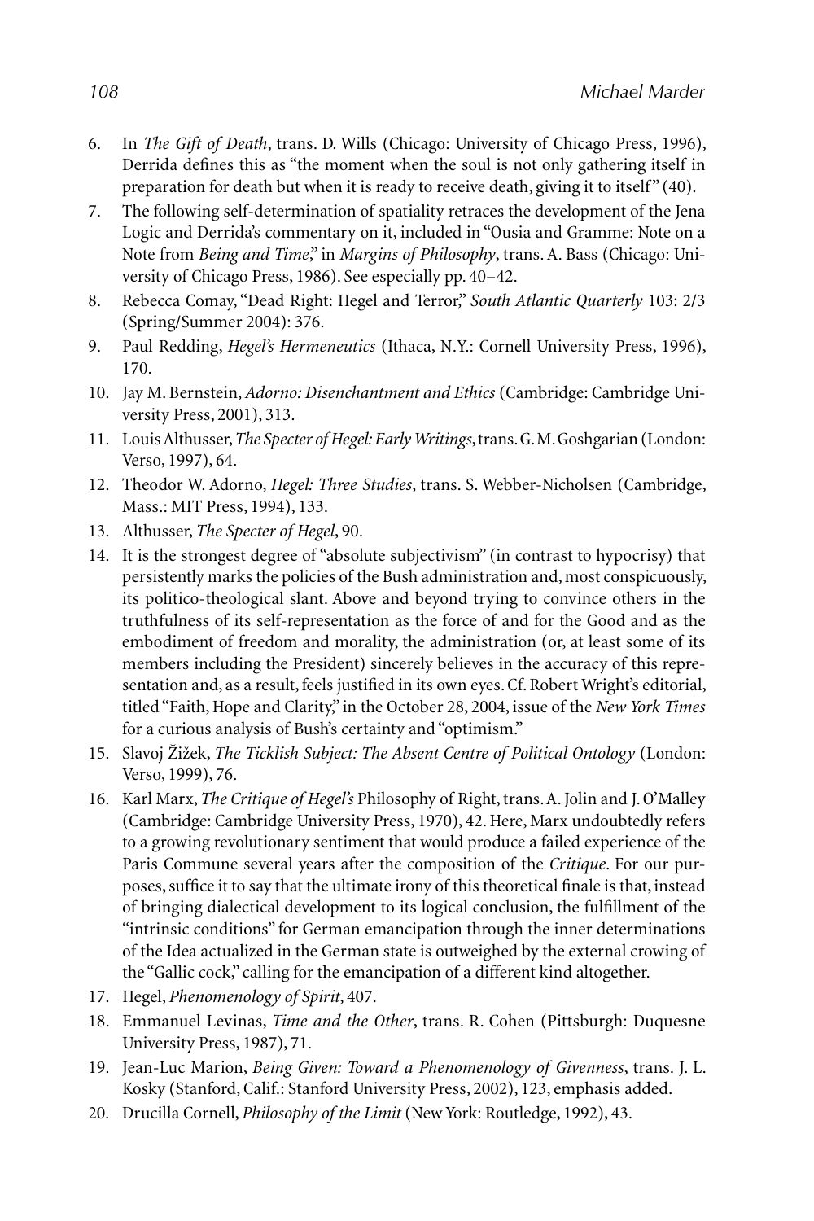6. In *The Gift of Death*, trans. D. Wills (Chicago: University of Chicago Press, 1996), Derrida defines this as "the moment when the soul is not only gathering itself in preparation for death but when it is ready to receive death, giving it to itself" (40).
7. The following self-determination of spatiality retraces the development of the Jena Logic and Derrida's commentary on it, included in "Ousia and Gramme: Note on a Note from *Being and Time*," in *Margins of Philosophy*, trans. A. Bass (Chicago: University of Chicago Press, 1986). See especially pp. 40–42.
8. Rebecca Comay, "Dead Right: Hegel and Terror," *South Atlantic Quarterly* 103: 2/3 (Spring/Summer 2004): 376.
9. Paul Redding, *Hegel's Hermeneutics* (Ithaca, N.Y.: Cornell University Press, 1996), 170.
10. Jay M. Bernstein, *Adorno: Disenchantment and Ethics* (Cambridge: Cambridge University Press, 2001), 313.
11. Louis Althusser, *The Specter of Hegel: Early Writings*, trans. G. M. Goshgarian (London: Verso, 1997), 64.
12. Theodor W. Adorno, *Hegel: Three Studies*, trans. S. Webber-Nicholsen (Cambridge, Mass.: MIT Press, 1994), 133.
13. Althusser, *The Specter of Hegel*, 90.
14. It is the strongest degree of "absolute subjectivism" (in contrast to hypocrisy) that persistently marks the policies of the Bush administration and, most conspicuously, its politico-theological slant. Above and beyond trying to convince others in the truthfulness of its self-representation as the force of and for the Good and as the embodiment of freedom and morality, the administration (or, at least some of its members including the President) sincerely believes in the accuracy of this representation and, as a result, feels justified in its own eyes. Cf. Robert Wright's editorial, titled "Faith, Hope and Clarity," in the October 28, 2004, issue of the *New York Times* for a curious analysis of Bush's certainty and "optimism."
15. Slavoj Žižek, *The Ticklish Subject: The Absent Centre of Political Ontology* (London: Verso, 1999), 76.
16. Karl Marx, *The Critique of Hegel's* Philosophy of Right, trans. A. Jolin and J. O'Malley (Cambridge: Cambridge University Press, 1970), 42. Here, Marx undoubtedly refers to a growing revolutionary sentiment that would produce a failed experience of the Paris Commune several years after the composition of the *Critique*. For our purposes, suffice it to say that the ultimate irony of this theoretical finale is that, instead of bringing dialectical development to its logical conclusion, the fulfillment of the "intrinsic conditions" for German emancipation through the inner determinations of the Idea actualized in the German state is outweighed by the external crowing of the "Gallic cock," calling for the emancipation of a different kind altogether.
17. Hegel, *Phenomenology of Spirit*, 407.
18. Emmanuel Levinas, *Time and the Other*, trans. R. Cohen (Pittsburgh: Duquesne University Press, 1987), 71.
19. Jean-Luc Marion, *Being Given: Toward a Phenomenology of Givenness*, trans. J. L. Kosky (Stanford, Calif.: Stanford University Press, 2002), 123, emphasis added.
20. Drucilla Cornell, *Philosophy of the Limit* (New York: Routledge, 1992), 43.